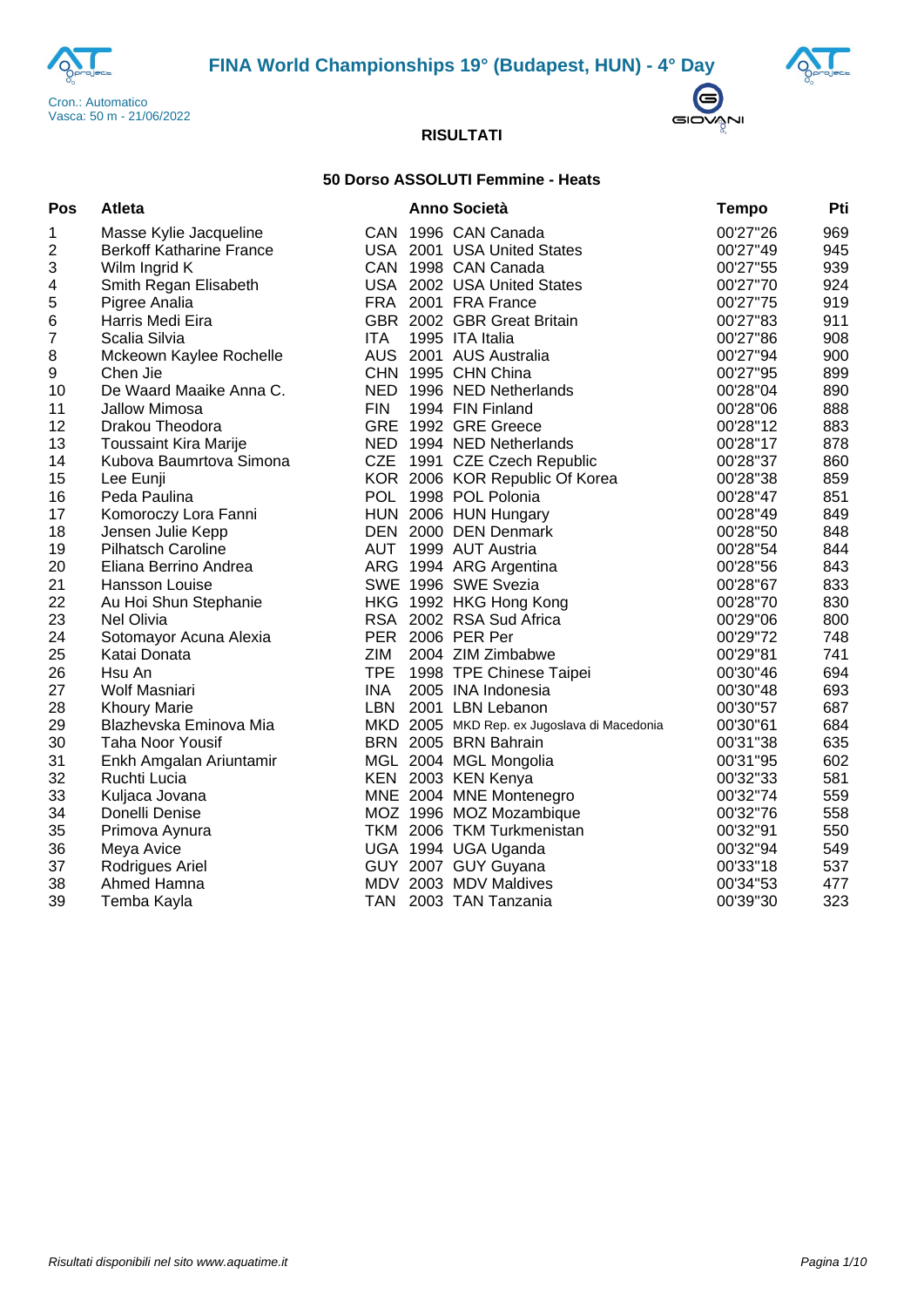# FINA World Championships 19° (Budapest, HUN) - 4° Day

Cron.: Automatico
Vasca: 50 m - 21/06/2022

## RISULTATI

### 50 Dorso ASSOLUTI Femmine - Heats

| Pos | Atleta | | Anno | Società | Tempo | Pti |
|---|---|---|---|---|---|---|
| 1 | Masse Kylie Jacqueline | CAN | 1996 | CAN Canada | 00'27"26 | 969 |
| 2 | Berkoff Katharine France | USA | 2001 | USA United States | 00'27"49 | 945 |
| 3 | Wilm Ingrid K | CAN | 1998 | CAN Canada | 00'27"55 | 939 |
| 4 | Smith Regan Elisabeth | USA | 2002 | USA United States | 00'27"70 | 924 |
| 5 | Pigree Analia | FRA | 2001 | FRA France | 00'27"75 | 919 |
| 6 | Harris Medi Eira | GBR | 2002 | GBR Great Britain | 00'27"83 | 911 |
| 7 | Scalia Silvia | ITA | 1995 | ITA Italia | 00'27"86 | 908 |
| 8 | Mckeown Kaylee Rochelle | AUS | 2001 | AUS Australia | 00'27"94 | 900 |
| 9 | Chen Jie | CHN | 1995 | CHN China | 00'27"95 | 899 |
| 10 | De Waard Maaike Anna C. | NED | 1996 | NED Netherlands | 00'28"04 | 890 |
| 11 | Jallow Mimosa | FIN | 1994 | FIN Finland | 00'28"06 | 888 |
| 12 | Drakou Theodora | GRE | 1992 | GRE Greece | 00'28"12 | 883 |
| 13 | Toussaint Kira Marije | NED | 1994 | NED Netherlands | 00'28"17 | 878 |
| 14 | Kubova Baumrtova Simona | CZE | 1991 | CZE Czech Republic | 00'28"37 | 860 |
| 15 | Lee Eunji | KOR | 2006 | KOR Republic Of Korea | 00'28"38 | 859 |
| 16 | Peda Paulina | POL | 1998 | POL Polonia | 00'28"47 | 851 |
| 17 | Komoroczy Lora Fanni | HUN | 2006 | HUN Hungary | 00'28"49 | 849 |
| 18 | Jensen Julie Kepp | DEN | 2000 | DEN Denmark | 00'28"50 | 848 |
| 19 | Pilhatsch Caroline | AUT | 1999 | AUT Austria | 00'28"54 | 844 |
| 20 | Eliana Berrino Andrea | ARG | 1994 | ARG Argentina | 00'28"56 | 843 |
| 21 | Hansson Louise | SWE | 1996 | SWE Svezia | 00'28"67 | 833 |
| 22 | Au Hoi Shun Stephanie | HKG | 1992 | HKG Hong Kong | 00'28"70 | 830 |
| 23 | Nel Olivia | RSA | 2002 | RSA Sud Africa | 00'29"06 | 800 |
| 24 | Sotomayor Acuna Alexia | PER | 2006 | PER Per | 00'29"72 | 748 |
| 25 | Katai Donata | ZIM | 2004 | ZIM Zimbabwe | 00'29"81 | 741 |
| 26 | Hsu An | TPE | 1998 | TPE Chinese Taipei | 00'30"46 | 694 |
| 27 | Wolf Masniari | INA | 2005 | INA Indonesia | 00'30"48 | 693 |
| 28 | Khoury Marie | LBN | 2001 | LBN Lebanon | 00'30"57 | 687 |
| 29 | Blazhevska Eminova Mia | MKD | 2005 | MKD Rep. ex Jugoslava di Macedonia | 00'30"61 | 684 |
| 30 | Taha Noor Yousif | BRN | 2005 | BRN Bahrain | 00'31"38 | 635 |
| 31 | Enkh Amgalan Ariuntamir | MGL | 2004 | MGL Mongolia | 00'31"95 | 602 |
| 32 | Ruchti Lucia | KEN | 2003 | KEN Kenya | 00'32"33 | 581 |
| 33 | Kuljaca Jovana | MNE | 2004 | MNE Montenegro | 00'32"74 | 559 |
| 34 | Donelli Denise | MOZ | 1996 | MOZ Mozambique | 00'32"76 | 558 |
| 35 | Primova Aynura | TKM | 2006 | TKM Turkmenistan | 00'32"91 | 550 |
| 36 | Meya Avice | UGA | 1994 | UGA Uganda | 00'32"94 | 549 |
| 37 | Rodrigues Ariel | GUY | 2007 | GUY Guyana | 00'33"18 | 537 |
| 38 | Ahmed Hamna | MDV | 2003 | MDV Maldives | 00'34"53 | 477 |
| 39 | Temba Kayla | TAN | 2003 | TAN Tanzania | 00'39"30 | 323 |

*Risultati disponibili nel sito www.aquatime.it*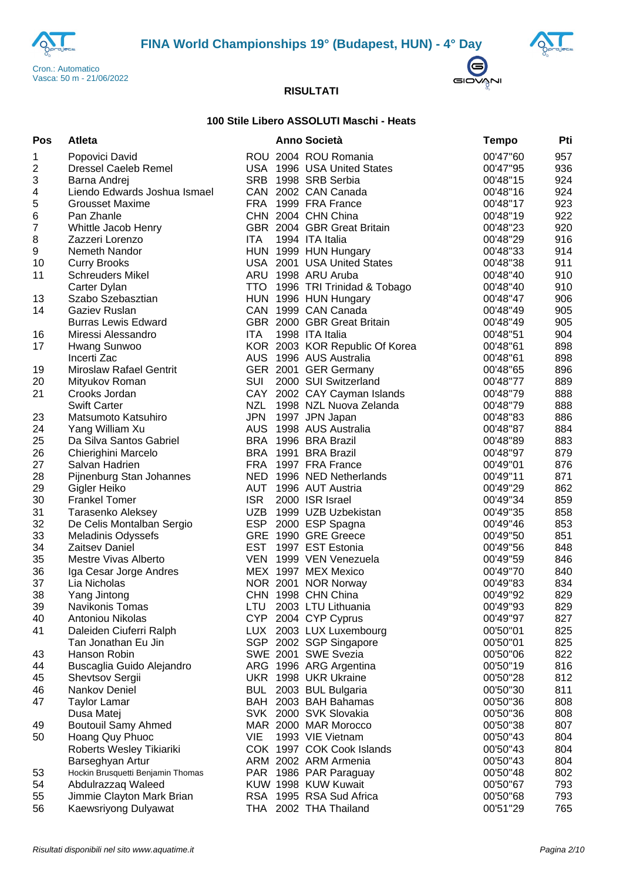## FINA World Championships 19° (Budapest, HUN) - 4° Day

Cron.: Automatico
Vasca: 50 m - 21/06/2022

### RISULTATI

#### 100 Stile Libero ASSOLUTI Maschi - Heats

| Pos | Atleta | | Anno | Società | Tempo | Pti |
|---|---|---|---|---|---|---|
| 1 | Popovici David | ROU | 2004 | ROU Romania | 00'47"60 | 957 |
| 2 | Dressel Caeleb Remel | USA | 1996 | USA United States | 00'47"95 | 936 |
| 3 | Barna Andrej | SRB | 1998 | SRB Serbia | 00'48"15 | 924 |
| 4 | Liendo Edwards Joshua Ismael | CAN | 2002 | CAN Canada | 00'48"16 | 924 |
| 5 | Grousset Maxime | FRA | 1999 | FRA France | 00'48"17 | 923 |
| 6 | Pan Zhanle | CHN | 2004 | CHN China | 00'48"19 | 922 |
| 7 | Whittle Jacob Henry | GBR | 2004 | GBR Great Britain | 00'48"23 | 920 |
| 8 | Zazzeri Lorenzo | ITA | 1994 | ITA Italia | 00'48"29 | 916 |
| 9 | Nemeth Nandor | HUN | 1999 | HUN Hungary | 00'48"33 | 914 |
| 10 | Curry Brooks | USA | 2001 | USA United States | 00'48"38 | 911 |
| 11 | Schreuders Mikel | ARU | 1998 | ARU Aruba | 00'48"40 | 910 |
| | Carter Dylan | TTO | 1996 | TRI Trinidad & Tobago | 00'48"40 | 910 |
| 13 | Szabo Szebasztian | HUN | 1996 | HUN Hungary | 00'48"47 | 906 |
| 14 | Gaziev Ruslan | CAN | 1999 | CAN Canada | 00'48"49 | 905 |
| | Burras Lewis Edward | GBR | 2000 | GBR Great Britain | 00'48"49 | 905 |
| 16 | Miressi Alessandro | ITA | 1998 | ITA Italia | 00'48"51 | 904 |
| 17 | Hwang Sunwoo | KOR | 2003 | KOR Republic Of Korea | 00'48"61 | 898 |
| | Incerti Zac | AUS | 1996 | AUS Australia | 00'48"61 | 898 |
| 19 | Miroslaw Rafael Gentrit | GER | 2001 | GER Germany | 00'48"65 | 896 |
| 20 | Mityukov Roman | SUI | 2000 | SUI Switzerland | 00'48"77 | 889 |
| 21 | Crooks Jordan | CAY | 2002 | CAY Cayman Islands | 00'48"79 | 888 |
| | Swift Carter | NZL | 1998 | NZL Nuova Zelanda | 00'48"79 | 888 |
| 23 | Matsumoto Katsuhiro | JPN | 1997 | JPN Japan | 00'48"83 | 886 |
| 24 | Yang William Xu | AUS | 1998 | AUS Australia | 00'48"87 | 884 |
| 25 | Da Silva Santos Gabriel | BRA | 1996 | BRA Brazil | 00'48"89 | 883 |
| 26 | Chierighini Marcelo | BRA | 1991 | BRA Brazil | 00'48"97 | 879 |
| 27 | Salvan Hadrien | FRA | 1997 | FRA France | 00'49"01 | 876 |
| 28 | Pijnenburg Stan Johannes | NED | 1996 | NED Netherlands | 00'49"11 | 871 |
| 29 | Gigler Heiko | AUT | 1996 | AUT Austria | 00'49"29 | 862 |
| 30 | Frankel Tomer | ISR | 2000 | ISR Israel | 00'49"34 | 859 |
| 31 | Tarasenko Aleksey | UZB | 1999 | UZB Uzbekistan | 00'49"35 | 858 |
| 32 | De Celis Montalban Sergio | ESP | 2000 | ESP Spagna | 00'49"46 | 853 |
| 33 | Meladinis Odyssefs | GRE | 1990 | GRE Greece | 00'49"50 | 851 |
| 34 | Zaitsev Daniel | EST | 1997 | EST Estonia | 00'49"56 | 848 |
| 35 | Mestre Vivas Alberto | VEN | 1999 | VEN Venezuela | 00'49"59 | 846 |
| 36 | Iga Cesar Jorge Andres | MEX | 1997 | MEX Mexico | 00'49"70 | 840 |
| 37 | Lia Nicholas | NOR | 2001 | NOR Norway | 00'49"83 | 834 |
| 38 | Yang Jintong | CHN | 1998 | CHN China | 00'49"92 | 829 |
| 39 | Navikonis Tomas | LTU | 2003 | LTU Lithuania | 00'49"93 | 829 |
| 40 | Antoniou Nikolas | CYP | 2004 | CYP Cyprus | 00'49"97 | 827 |
| 41 | Daleiden Ciuferri Ralph | LUX | 2003 | LUX Luxembourg | 00'50"01 | 825 |
| | Tan Jonathan Eu Jin | SGP | 2002 | SGP Singapore | 00'50"01 | 825 |
| 43 | Hanson Robin | SWE | 2001 | SWE Svezia | 00'50"06 | 822 |
| 44 | Buscaglia Guido Alejandro | ARG | 1996 | ARG Argentina | 00'50"19 | 816 |
| 45 | Shevtsov Sergii | UKR | 1998 | UKR Ukraine | 00'50"28 | 812 |
| 46 | Nankov Deniel | BUL | 2003 | BUL Bulgaria | 00'50"30 | 811 |
| 47 | Taylor Lamar | BAH | 2003 | BAH Bahamas | 00'50"36 | 808 |
| | Dusa Matej | SVK | 2000 | SVK Slovakia | 00'50"36 | 808 |
| 49 | Boutouil Samy Ahmed | MAR | 2000 | MAR Morocco | 00'50"38 | 807 |
| 50 | Hoang Quy Phuoc | VIE | 1993 | VIE Vietnam | 00'50"43 | 804 |
| | Roberts Wesley Tikiariki | COK | 1997 | COK Cook Islands | 00'50"43 | 804 |
| | Barseghyan Artur | ARM | 2002 | ARM Armenia | 00'50"43 | 804 |
| 53 | Hockin Brusquetti Benjamin Thomas | PAR | 1986 | PAR Paraguay | 00'50"48 | 802 |
| 54 | Abdulrazzaq Waleed | KUW | 1998 | KUW Kuwait | 00'50"67 | 793 |
| 55 | Jimmie Clayton Mark Brian | RSA | 1995 | RSA Sud Africa | 00'50"68 | 793 |
| 56 | Kaewsriyong Dulyawat | THA | 2002 | THA Thailand | 00'51"29 | 765 |

*Risultati disponibili nel sito www.aquatime.it*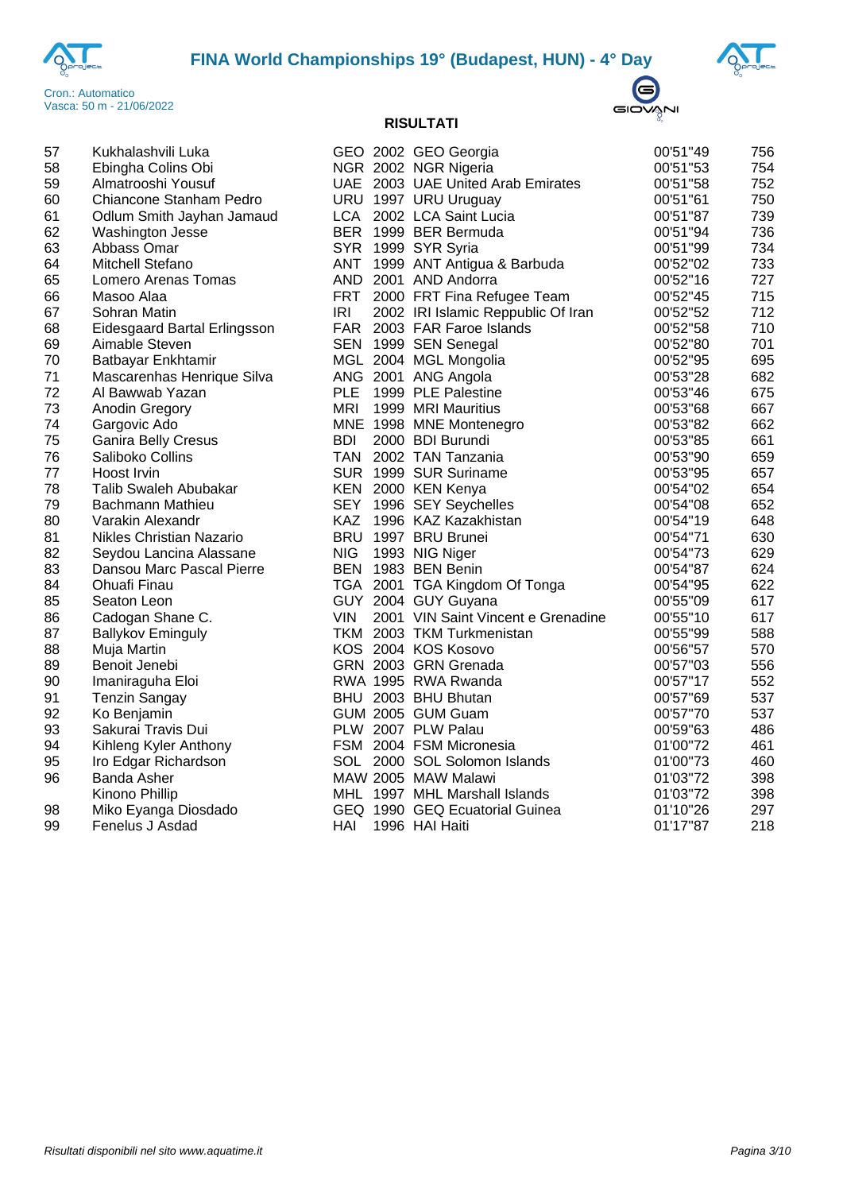# FINA World Championships 19° (Budapest, HUN) - 4° Day

Cron.: Automatico
Vasca: 50 m - 21/06/2022

**RISULTATI**

| | | | | | | |
|---|---|---|---|---|---|---|
| 57 | Kukhalashvili Luka | GEO | 2002 | GEO Georgia | 00'51"49 | 756 |
| 58 | Ebingha Colins Obi | NGR | 2002 | NGR Nigeria | 00'51"53 | 754 |
| 59 | Almatrooshi Yousuf | UAE | 2003 | UAE United Arab Emirates | 00'51"58 | 752 |
| 60 | Chiancone Stanham Pedro | URU | 1997 | URU Uruguay | 00'51"61 | 750 |
| 61 | Odlum Smith Jayhan Jamaud | LCA | 2002 | LCA Saint Lucia | 00'51"87 | 739 |
| 62 | Washington Jesse | BER | 1999 | BER Bermuda | 00'51"94 | 736 |
| 63 | Abbass Omar | SYR | 1999 | SYR Syria | 00'51"99 | 734 |
| 64 | Mitchell Stefano | ANT | 1999 | ANT Antigua & Barbuda | 00'52"02 | 733 |
| 65 | Lomero Arenas Tomas | AND | 2001 | AND Andorra | 00'52"16 | 727 |
| 66 | Masoo Alaa | FRT | 2000 | FRT Fina Refugee Team | 00'52"45 | 715 |
| 67 | Sohran Matin | IRI | 2002 | IRI Islamic Reppublic Of Iran | 00'52"52 | 712 |
| 68 | Eidesgaard Bartal Erlingsson | FAR | 2003 | FAR Faroe Islands | 00'52"58 | 710 |
| 69 | Aimable Steven | SEN | 1999 | SEN Senegal | 00'52"80 | 701 |
| 70 | Batbayar Enkhtamir | MGL | 2004 | MGL Mongolia | 00'52"95 | 695 |
| 71 | Mascarenhas Henrique Silva | ANG | 2001 | ANG Angola | 00'53"28 | 682 |
| 72 | Al Bawwab Yazan | PLE | 1999 | PLE Palestine | 00'53"46 | 675 |
| 73 | Anodin Gregory | MRI | 1999 | MRI Mauritius | 00'53"68 | 667 |
| 74 | Gargovic Ado | MNE | 1998 | MNE Montenegro | 00'53"82 | 662 |
| 75 | Ganira Belly Cresus | BDI | 2000 | BDI Burundi | 00'53"85 | 661 |
| 76 | Saliboko Collins | TAN | 2002 | TAN Tanzania | 00'53"90 | 659 |
| 77 | Hoost Irvin | SUR | 1999 | SUR Suriname | 00'53"95 | 657 |
| 78 | Talib Swaleh Abubakar | KEN | 2000 | KEN Kenya | 00'54"02 | 654 |
| 79 | Bachmann Mathieu | SEY | 1996 | SEY Seychelles | 00'54"08 | 652 |
| 80 | Varakin Alexandr | KAZ | 1996 | KAZ Kazakhistan | 00'54"19 | 648 |
| 81 | Nikles Christian Nazario | BRU | 1997 | BRU Brunei | 00'54"71 | 630 |
| 82 | Seydou Lancina Alassane | NIG | 1993 | NIG Niger | 00'54"73 | 629 |
| 83 | Dansou Marc Pascal Pierre | BEN | 1983 | BEN Benin | 00'54"87 | 624 |
| 84 | Ohuafi Finau | TGA | 2001 | TGA Kingdom Of Tonga | 00'54"95 | 622 |
| 85 | Seaton Leon | GUY | 2004 | GUY Guyana | 00'55"09 | 617 |
| 86 | Cadogan Shane C. | VIN | 2001 | VIN Saint Vincent e Grenadine | 00'55"10 | 617 |
| 87 | Ballykov Eminguly | TKM | 2003 | TKM Turkmenistan | 00'55"99 | 588 |
| 88 | Muja Martin | KOS | 2004 | KOS Kosovo | 00'56"57 | 570 |
| 89 | Benoit Jenebi | GRN | 2003 | GRN Grenada | 00'57"03 | 556 |
| 90 | Imaniraguha Eloi | RWA | 1995 | RWA Rwanda | 00'57"17 | 552 |
| 91 | Tenzin Sangay | BHU | 2003 | BHU Bhutan | 00'57"69 | 537 |
| 92 | Ko Benjamin | GUM | 2005 | GUM Guam | 00'57"70 | 537 |
| 93 | Sakurai Travis Dui | PLW | 2007 | PLW Palau | 00'59"63 | 486 |
| 94 | Kihleng Kyler Anthony | FSM | 2004 | FSM Micronesia | 01'00"72 | 461 |
| 95 | Iro Edgar Richardson | SOL | 2000 | SOL Solomon Islands | 01'00"73 | 460 |
| 96 | Banda Asher | MAW | 2005 | MAW Malawi | 01'03"72 | 398 |
| | Kinono Phillip | MHL | 1997 | MHL Marshall Islands | 01'03"72 | 398 |
| 98 | Miko Eyanga Diosdado | GEQ | 1990 | GEQ Ecuatorial Guinea | 01'10"26 | 297 |
| 99 | Fenelus J Asdad | HAI | 1996 | HAI Haiti | 01'17"87 | 218 |

*Risultati disponibili nel sito www.aquatime.it*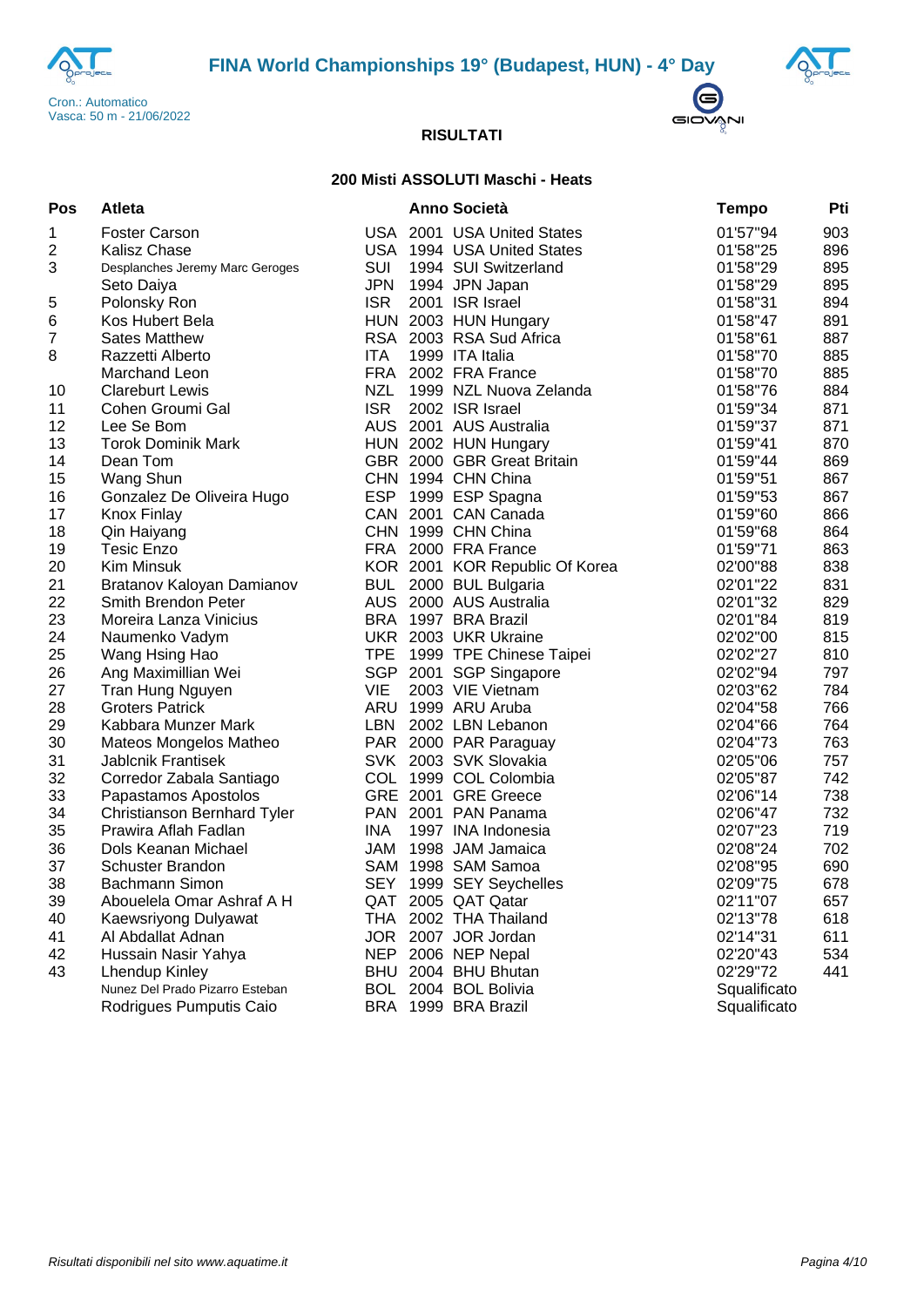# FINA World Championships 19° (Budapest, HUN) - 4° Day

Cron.: Automatico
Vasca: 50 m - 21/06/2022

## RISULTATI

### 200 Misti ASSOLUTI Maschi - Heats

| Pos | Atleta | | Anno | Società | Tempo | Pti |
|---|---|---|---|---|---|---|
| 1 | Foster Carson | USA | 2001 | USA United States | 01'57"94 | 903 |
| 2 | Kalisz Chase | USA | 1994 | USA United States | 01'58"25 | 896 |
| 3 | Desplanches Jeremy Marc Geroges | SUI | 1994 | SUI Switzerland | 01'58"29 | 895 |
| | Seto Daiya | JPN | 1994 | JPN Japan | 01'58"29 | 895 |
| 5 | Polonsky Ron | ISR | 2001 | ISR Israel | 01'58"31 | 894 |
| 6 | Kos Hubert Bela | HUN | 2003 | HUN Hungary | 01'58"47 | 891 |
| 7 | Sates Matthew | RSA | 2003 | RSA Sud Africa | 01'58"61 | 887 |
| 8 | Razzetti Alberto | ITA | 1999 | ITA Italia | 01'58"70 | 885 |
| | Marchand Leon | FRA | 2002 | FRA France | 01'58"70 | 885 |
| 10 | Clareburt Lewis | NZL | 1999 | NZL Nuova Zelanda | 01'58"76 | 884 |
| 11 | Cohen Groumi Gal | ISR | 2002 | ISR Israel | 01'59"34 | 871 |
| 12 | Lee Se Bom | AUS | 2001 | AUS Australia | 01'59"37 | 871 |
| 13 | Torok Dominik Mark | HUN | 2002 | HUN Hungary | 01'59"41 | 870 |
| 14 | Dean Tom | GBR | 2000 | GBR Great Britain | 01'59"44 | 869 |
| 15 | Wang Shun | CHN | 1994 | CHN China | 01'59"51 | 867 |
| 16 | Gonzalez De Oliveira Hugo | ESP | 1999 | ESP Spagna | 01'59"53 | 867 |
| 17 | Knox Finlay | CAN | 2001 | CAN Canada | 01'59"60 | 866 |
| 18 | Qin Haiyang | CHN | 1999 | CHN China | 01'59"68 | 864 |
| 19 | Tesic Enzo | FRA | 2000 | FRA France | 01'59"71 | 863 |
| 20 | Kim Minsuk | KOR | 2001 | KOR Republic Of Korea | 02'00"88 | 838 |
| 21 | Bratanov Kaloyan Damianov | BUL | 2000 | BUL Bulgaria | 02'01"22 | 831 |
| 22 | Smith Brendon Peter | AUS | 2000 | AUS Australia | 02'01"32 | 829 |
| 23 | Moreira Lanza Vinicius | BRA | 1997 | BRA Brazil | 02'01"84 | 819 |
| 24 | Naumenko Vadym | UKR | 2003 | UKR Ukraine | 02'02"00 | 815 |
| 25 | Wang Hsing Hao | TPE | 1999 | TPE Chinese Taipei | 02'02"27 | 810 |
| 26 | Ang Maximillian Wei | SGP | 2001 | SGP Singapore | 02'02"94 | 797 |
| 27 | Tran Hung Nguyen | VIE | 2003 | VIE Vietnam | 02'03"62 | 784 |
| 28 | Groters Patrick | ARU | 1999 | ARU Aruba | 02'04"58 | 766 |
| 29 | Kabbara Munzer Mark | LBN | 2002 | LBN Lebanon | 02'04"66 | 764 |
| 30 | Mateos Mongelos Matheo | PAR | 2000 | PAR Paraguay | 02'04"73 | 763 |
| 31 | Jablcnik Frantisek | SVK | 2003 | SVK Slovakia | 02'05"06 | 757 |
| 32 | Corredor Zabala Santiago | COL | 1999 | COL Colombia | 02'05"87 | 742 |
| 33 | Papastamos Apostolos | GRE | 2001 | GRE Greece | 02'06"14 | 738 |
| 34 | Christianson Bernhard Tyler | PAN | 2001 | PAN Panama | 02'06"47 | 732 |
| 35 | Prawira Aflah Fadlan | INA | 1997 | INA Indonesia | 02'07"23 | 719 |
| 36 | Dols Keanan Michael | JAM | 1998 | JAM Jamaica | 02'08"24 | 702 |
| 37 | Schuster Brandon | SAM | 1998 | SAM Samoa | 02'08"95 | 690 |
| 38 | Bachmann Simon | SEY | 1999 | SEY Seychelles | 02'09"75 | 678 |
| 39 | Abouelela Omar Ashraf A H | QAT | 2005 | QAT Qatar | 02'11"07 | 657 |
| 40 | Kaewsriyong Dulyawat | THA | 2002 | THA Thailand | 02'13"78 | 618 |
| 41 | Al Abdallat Adnan | JOR | 2007 | JOR Jordan | 02'14"31 | 611 |
| 42 | Hussain Nasir Yahya | NEP | 2006 | NEP Nepal | 02'20"43 | 534 |
| 43 | Lhendup Kinley | BHU | 2004 | BHU Bhutan | 02'29"72 | 441 |
| | Nunez Del Prado Pizarro Esteban | BOL | 2004 | BOL Bolivia | Squalificato | |
| | Rodrigues Pumputis Caio | BRA | 1999 | BRA Brazil | Squalificato | |

*Risultati disponibili nel sito www.aquatime.it*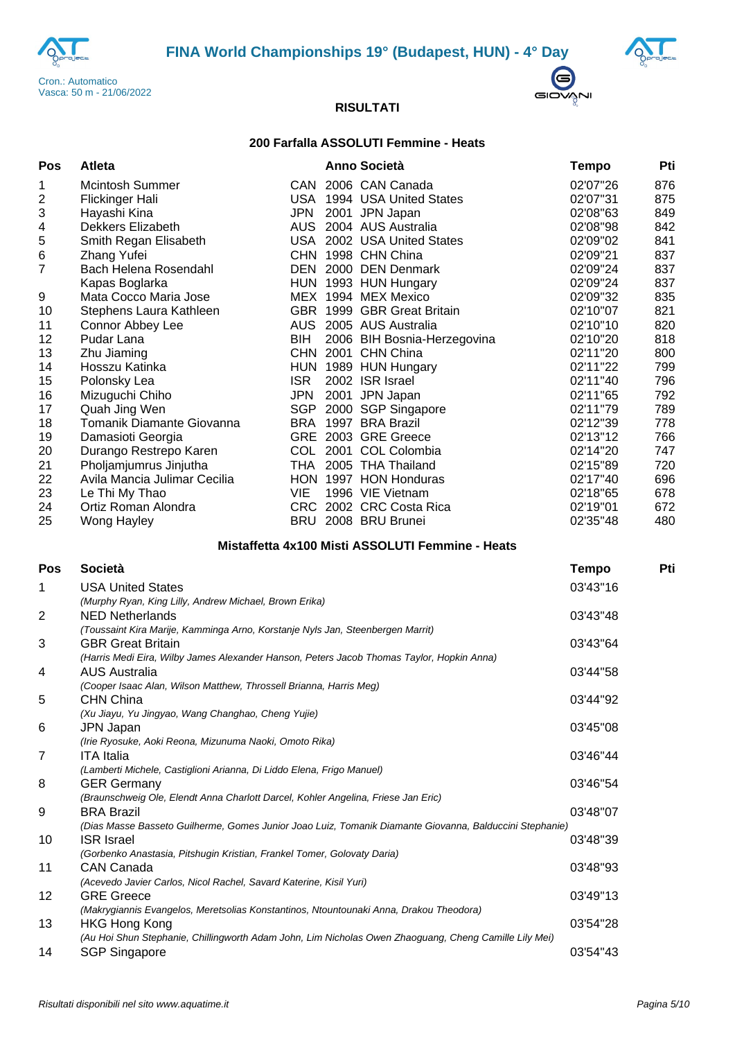FINA World Championships 19° (Budapest, HUN) - 4° Day

Cron.: Automatico
Vasca: 50 m - 21/06/2022

**RISULTATI**

### 200 Farfalla ASSOLUTI Femmine - Heats

| Pos | Atleta | | Anno | Società | Tempo | Pti |
|---|---|---|---|---|---|---|
| 1 | Mcintosh Summer | CAN | 2006 | CAN Canada | 02'07"26 | 876 |
| 2 | Flickinger Hali | USA | 1994 | USA United States | 02'07"31 | 875 |
| 3 | Hayashi Kina | JPN | 2001 | JPN Japan | 02'08"63 | 849 |
| 4 | Dekkers Elizabeth | AUS | 2004 | AUS Australia | 02'08"98 | 842 |
| 5 | Smith Regan Elisabeth | USA | 2002 | USA United States | 02'09"02 | 841 |
| 6 | Zhang Yufei | CHN | 1998 | CHN China | 02'09"21 | 837 |
| 7 | Bach Helena Rosendahl | DEN | 2000 | DEN Denmark | 02'09"24 | 837 |
| | Kapas Boglarka | HUN | 1993 | HUN Hungary | 02'09"24 | 837 |
| 9 | Mata Cocco Maria Jose | MEX | 1994 | MEX Mexico | 02'09"32 | 835 |
| 10 | Stephens Laura Kathleen | GBR | 1999 | GBR Great Britain | 02'10"07 | 821 |
| 11 | Connor Abbey Lee | AUS | 2005 | AUS Australia | 02'10"10 | 820 |
| 12 | Pudar Lana | BIH | 2006 | BIH Bosnia-Herzegovina | 02'10"20 | 818 |
| 13 | Zhu Jiaming | CHN | 2001 | CHN China | 02'11"20 | 800 |
| 14 | Hosszu Katinka | HUN | 1989 | HUN Hungary | 02'11"22 | 799 |
| 15 | Polonsky Lea | ISR | 2002 | ISR Israel | 02'11"40 | 796 |
| 16 | Mizuguchi Chiho | JPN | 2001 | JPN Japan | 02'11"65 | 792 |
| 17 | Quah Jing Wen | SGP | 2000 | SGP Singapore | 02'11"79 | 789 |
| 18 | Tomanik Diamante Giovanna | BRA | 1997 | BRA Brazil | 02'12"39 | 778 |
| 19 | Damasioti Georgia | GRE | 2003 | GRE Greece | 02'13"12 | 766 |
| 20 | Durango Restrepo Karen | COL | 2001 | COL Colombia | 02'14"20 | 747 |
| 21 | Pholjamjumrus Jinjutha | THA | 2005 | THA Thailand | 02'15"89 | 720 |
| 22 | Avila Mancia Julimar Cecilia | HON | 1997 | HON Honduras | 02'17"40 | 696 |
| 23 | Le Thi My Thao | VIE | 1996 | VIE Vietnam | 02'18"65 | 678 |
| 24 | Ortiz Roman Alondra | CRC | 2002 | CRC Costa Rica | 02'19"01 | 672 |
| 25 | Wong Hayley | BRU | 2008 | BRU Brunei | 02'35"48 | 480 |

### Mistaffetta 4x100 Misti ASSOLUTI Femmine - Heats

| Pos | Società | Tempo | Pti |
|---|---|---|---|
| 1 | USA United States<br>*(Murphy Ryan, King Lilly, Andrew Michael, Brown Erika)* | 03'43"16 | |
| 2 | NED Netherlands<br>*(Toussaint Kira Marije, Kamminga Arno, Korstanje Nyls Jan, Steenbergen Marrit)* | 03'43"48 | |
| 3 | GBR Great Britain<br>*(Harris Medi Eira, Wilby James Alexander Hanson, Peters Jacob Thomas Taylor, Hopkin Anna)* | 03'43"64 | |
| 4 | AUS Australia<br>*(Cooper Isaac Alan, Wilson Matthew, Throssell Brianna, Harris Meg)* | 03'44"58 | |
| 5 | CHN China<br>*(Xu Jiayu, Yu Jingyao, Wang Changhao, Cheng Yujie)* | 03'44"92 | |
| 6 | JPN Japan<br>*(Irie Ryosuke, Aoki Reona, Mizunuma Naoki, Omoto Rika)* | 03'45"08 | |
| 7 | ITA Italia<br>*(Lamberti Michele, Castiglioni Arianna, Di Liddo Elena, Frigo Manuel)* | 03'46"44 | |
| 8 | GER Germany<br>*(Braunschweig Ole, Elendt Anna Charlott Darcel, Kohler Angelina, Friese Jan Eric)* | 03'46"54 | |
| 9 | BRA Brazil<br>*(Dias Masse Basseto Guilherme, Gomes Junior Joao Luiz, Tomanik Diamante Giovanna, Balduccini Stephanie)* | 03'48"07 | |
| 10 | ISR Israel<br>*(Gorbenko Anastasia, Pitshugin Kristian, Frankel Tomer, Golovaty Daria)* | 03'48"39 | |
| 11 | CAN Canada<br>*(Acevedo Javier Carlos, Nicol Rachel, Savard Katerine, Kisil Yuri)* | 03'48"93 | |
| 12 | GRE Greece<br>*(Makrygiannis Evangelos, Meretsolias Konstantinos, Ntountounaki Anna, Drakou Theodora)* | 03'49"13 | |
| 13 | HKG Hong Kong<br>*(Au Hoi Shun Stephanie, Chillingworth Adam John, Lim Nicholas Owen Zhaoguang, Cheng Camille Lily Mei)* | 03'54"28 | |
| 14 | SGP Singapore | 03'54"43 | |

Risultati disponibili nel sito www.aquatime.it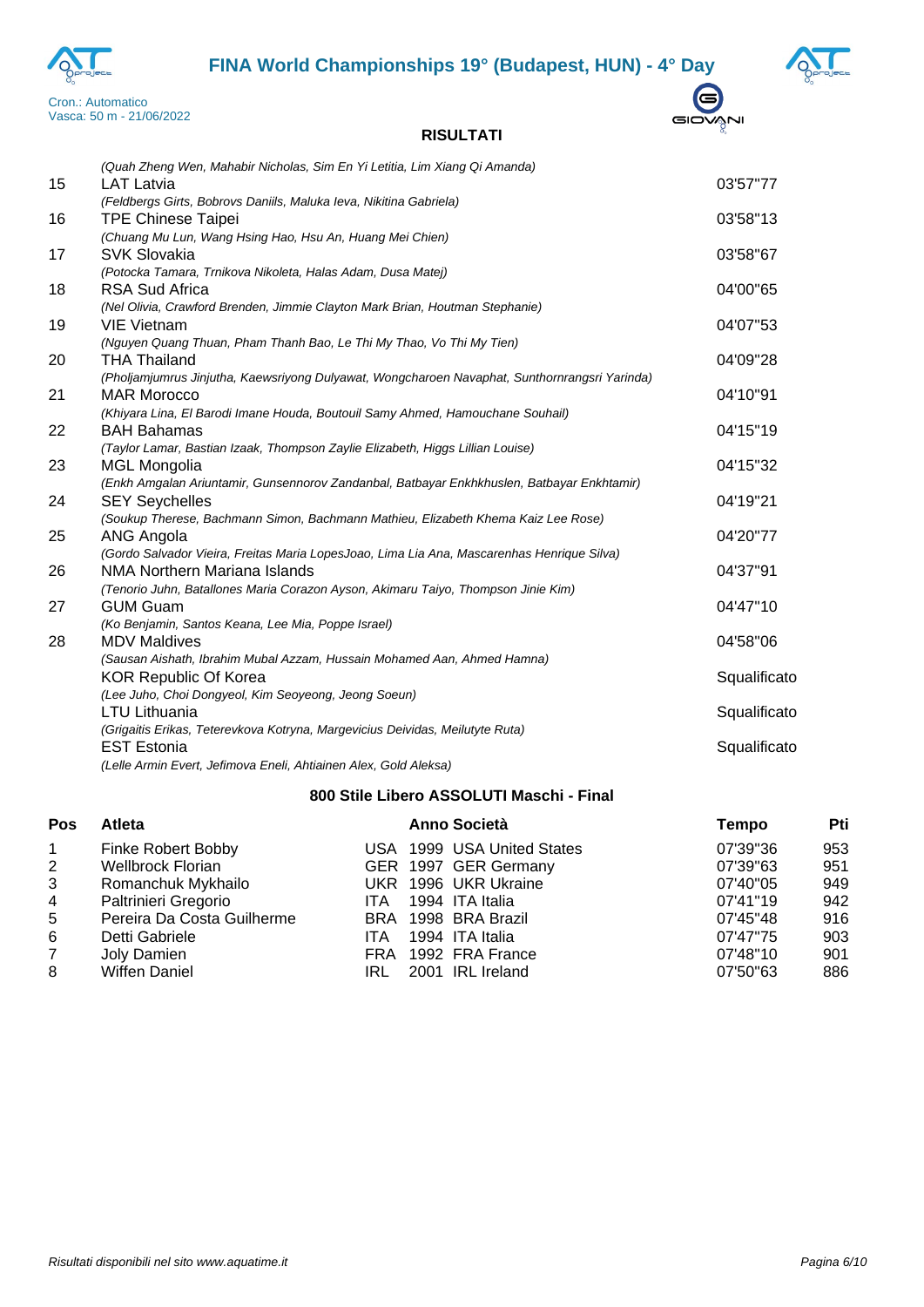**RISULTATI**

Cron.: Automatico
Vasca: 50 m - 21/06/2022

| Pos | Squadra | Tempo |
|---|---|---|
| | *(Quah Zheng Wen, Mahabir Nicholas, Sim En Yi Letitia, Lim Xiang Qi Amanda)* | |
| 15 | LAT Latvia | 03'57"77 |
| | *(Feldbergs Girts, Bobrovs Daniils, Maluka Ieva, Nikitina Gabriela)* | |
| 16 | TPE Chinese Taipei | 03'58"13 |
| | *(Chuang Mu Lun, Wang Hsing Hao, Hsu An, Huang Mei Chien)* | |
| 17 | SVK Slovakia | 03'58"67 |
| | *(Potocka Tamara, Trnikova Nikoleta, Halas Adam, Dusa Matej)* | |
| 18 | RSA Sud Africa | 04'00"65 |
| | *(Nel Olivia, Crawford Brenden, Jimmie Clayton Mark Brian, Houtman Stephanie)* | |
| 19 | VIE Vietnam | 04'07"53 |
| | *(Nguyen Quang Thuan, Pham Thanh Bao, Le Thi My Thao, Vo Thi My Tien)* | |
| 20 | THA Thailand | 04'09"28 |
| | *(Pholjamjumrus Jinjutha, Kaewsriyong Dulyawat, Wongcharoen Navaphat, Sunthornrangsri Yarinda)* | |
| 21 | MAR Morocco | 04'10"91 |
| | *(Khiyara Lina, El Barodi Imane Houda, Boutouil Samy Ahmed, Hamouchane Souhail)* | |
| 22 | BAH Bahamas | 04'15"19 |
| | *(Taylor Lamar, Bastian Izaak, Thompson Zaylie Elizabeth, Higgs Lillian Louise)* | |
| 23 | MGL Mongolia | 04'15"32 |
| | *(Enkh Amgalan Ariuntamir, Gunsennorov Zandanbal, Batbayar Enkhkhuslen, Batbayar Enkhtamir)* | |
| 24 | SEY Seychelles | 04'19"21 |
| | *(Soukup Therese, Bachmann Simon, Bachmann Mathieu, Elizabeth Khema Kaiz Lee Rose)* | |
| 25 | ANG Angola | 04'20"77 |
| | *(Gordo Salvador Vieira, Freitas Maria LopesJoao, Lima Lia Ana, Mascarenhas Henrique Silva)* | |
| 26 | NMA Northern Mariana Islands | 04'37"91 |
| | *(Tenorio Juhn, Batallones Maria Corazon Ayson, Akimaru Taiyo, Thompson Jinie Kim)* | |
| 27 | GUM Guam | 04'47"10 |
| | *(Ko Benjamin, Santos Keana, Lee Mia, Poppe Israel)* | |
| 28 | MDV Maldives | 04'58"06 |
| | *(Sausan Aishath, Ibrahim Mubal Azzam, Hussain Mohamed Aan, Ahmed Hamna)* | |
| | KOR Republic Of Korea | Squalificato |
| | *(Lee Juho, Choi Dongyeol, Kim Seoyeong, Jeong Soeun)* | |
| | LTU Lithuania | Squalificato |
| | *(Grigaitis Erikas, Teterevkova Kotryna, Margevicius Deividas, Meilutyte Ruta)* | |
| | EST Estonia | Squalificato |
| | *(Lelle Armin Evert, Jefimova Eneli, Ahtiainen Alex, Gold Aleksa)* | |

## 800 Stile Libero ASSOLUTI Maschi - Final

| Pos | Atleta | | Anno | Società | Tempo | Pti |
|---|---|---|---|---|---|---|
| 1 | Finke Robert Bobby | USA | 1999 | USA United States | 07'39"36 | 953 |
| 2 | Wellbrock Florian | GER | 1997 | GER Germany | 07'39"63 | 951 |
| 3 | Romanchuk Mykhailo | UKR | 1996 | UKR Ukraine | 07'40"05 | 949 |
| 4 | Paltrinieri Gregorio | ITA | 1994 | ITA Italia | 07'41"19 | 942 |
| 5 | Pereira Da Costa Guilherme | BRA | 1998 | BRA Brazil | 07'45"48 | 916 |
| 6 | Detti Gabriele | ITA | 1994 | ITA Italia | 07'47"75 | 903 |
| 7 | Joly Damien | FRA | 1992 | FRA France | 07'48"10 | 901 |
| 8 | Wiffen Daniel | IRL | 2001 | IRL Ireland | 07'50"63 | 886 |

*Risultati disponibili nel sito www.aquatime.it*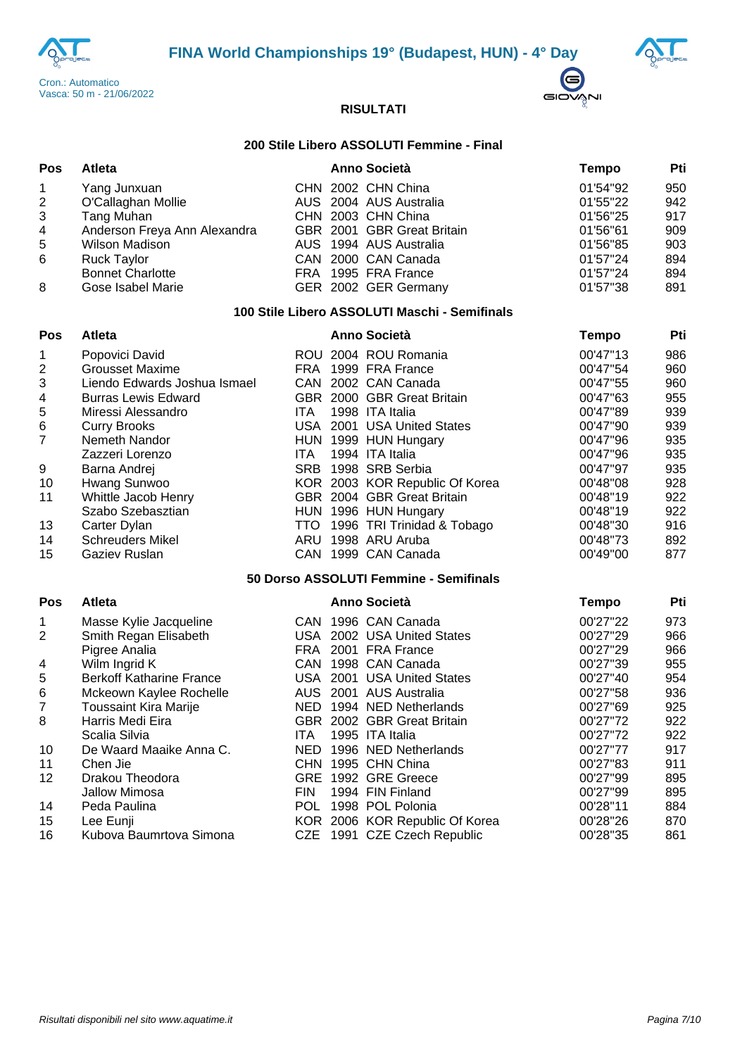# FINA World Championships 19° (Budapest, HUN) - 4° Day

Cron.: Automatico
Vasca: 50 m - 21/06/2022

## RISULTATI

### 200 Stile Libero ASSOLUTI Femmine - Final

| Pos | Atleta | | Anno | Società | Tempo | Pti |
|---|---|---|---|---|---|---|
| 1 | Yang Junxuan | CHN | 2002 | CHN China | 01'54"92 | 950 |
| 2 | O'Callaghan Mollie | AUS | 2004 | AUS Australia | 01'55"22 | 942 |
| 3 | Tang Muhan | CHN | 2003 | CHN China | 01'56"25 | 917 |
| 4 | Anderson Freya Ann Alexandra | GBR | 2001 | GBR Great Britain | 01'56"61 | 909 |
| 5 | Wilson Madison | AUS | 1994 | AUS Australia | 01'56"85 | 903 |
| 6 | Ruck Taylor | CAN | 2000 | CAN Canada | 01'57"24 | 894 |
| | Bonnet Charlotte | FRA | 1995 | FRA France | 01'57"24 | 894 |
| 8 | Gose Isabel Marie | GER | 2002 | GER Germany | 01'57"38 | 891 |

### 100 Stile Libero ASSOLUTI Maschi - Semifinals

| Pos | Atleta | | Anno | Società | Tempo | Pti |
|---|---|---|---|---|---|---|
| 1 | Popovici David | ROU | 2004 | ROU Romania | 00'47"13 | 986 |
| 2 | Grousset Maxime | FRA | 1999 | FRA France | 00'47"54 | 960 |
| 3 | Liendo Edwards Joshua Ismael | CAN | 2002 | CAN Canada | 00'47"55 | 960 |
| 4 | Burras Lewis Edward | GBR | 2000 | GBR Great Britain | 00'47"63 | 955 |
| 5 | Miressi Alessandro | ITA | 1998 | ITA Italia | 00'47"89 | 939 |
| 6 | Curry Brooks | USA | 2001 | USA United States | 00'47"90 | 939 |
| 7 | Nemeth Nandor | HUN | 1999 | HUN Hungary | 00'47"96 | 935 |
| | Zazzeri Lorenzo | ITA | 1994 | ITA Italia | 00'47"96 | 935 |
| 9 | Barna Andrej | SRB | 1998 | SRB Serbia | 00'47"97 | 935 |
| 10 | Hwang Sunwoo | KOR | 2003 | KOR Republic Of Korea | 00'48"08 | 928 |
| 11 | Whittle Jacob Henry | GBR | 2004 | GBR Great Britain | 00'48"19 | 922 |
| | Szabo Szebasztian | HUN | 1996 | HUN Hungary | 00'48"19 | 922 |
| 13 | Carter Dylan | TTO | 1996 | TRI Trinidad & Tobago | 00'48"30 | 916 |
| 14 | Schreuders Mikel | ARU | 1998 | ARU Aruba | 00'48"73 | 892 |
| 15 | Gaziev Ruslan | CAN | 1999 | CAN Canada | 00'49"00 | 877 |

### 50 Dorso ASSOLUTI Femmine - Semifinals

| Pos | Atleta | | Anno | Società | Tempo | Pti |
|---|---|---|---|---|---|---|
| 1 | Masse Kylie Jacqueline | CAN | 1996 | CAN Canada | 00'27"22 | 973 |
| 2 | Smith Regan Elisabeth | USA | 2002 | USA United States | 00'27"29 | 966 |
| | Pigree Analia | FRA | 2001 | FRA France | 00'27"29 | 966 |
| 4 | Wilm Ingrid K | CAN | 1998 | CAN Canada | 00'27"39 | 955 |
| 5 | Berkoff Katharine France | USA | 2001 | USA United States | 00'27"40 | 954 |
| 6 | Mckeown Kaylee Rochelle | AUS | 2001 | AUS Australia | 00'27"58 | 936 |
| 7 | Toussaint Kira Marije | NED | 1994 | NED Netherlands | 00'27"69 | 925 |
| 8 | Harris Medi Eira | GBR | 2002 | GBR Great Britain | 00'27"72 | 922 |
| | Scalia Silvia | ITA | 1995 | ITA Italia | 00'27"72 | 922 |
| 10 | De Waard Maaike Anna C. | NED | 1996 | NED Netherlands | 00'27"77 | 917 |
| 11 | Chen Jie | CHN | 1995 | CHN China | 00'27"83 | 911 |
| 12 | Drakou Theodora | GRE | 1992 | GRE Greece | 00'27"99 | 895 |
| | Jallow Mimosa | FIN | 1994 | FIN Finland | 00'27"99 | 895 |
| 14 | Peda Paulina | POL | 1998 | POL Polonia | 00'28"11 | 884 |
| 15 | Lee Eunji | KOR | 2006 | KOR Republic Of Korea | 00'28"26 | 870 |
| 16 | Kubova Baumrtova Simona | CZE | 1991 | CZE Czech Republic | 00'28"35 | 861 |

*Risultati disponibili nel sito www.aquatime.it*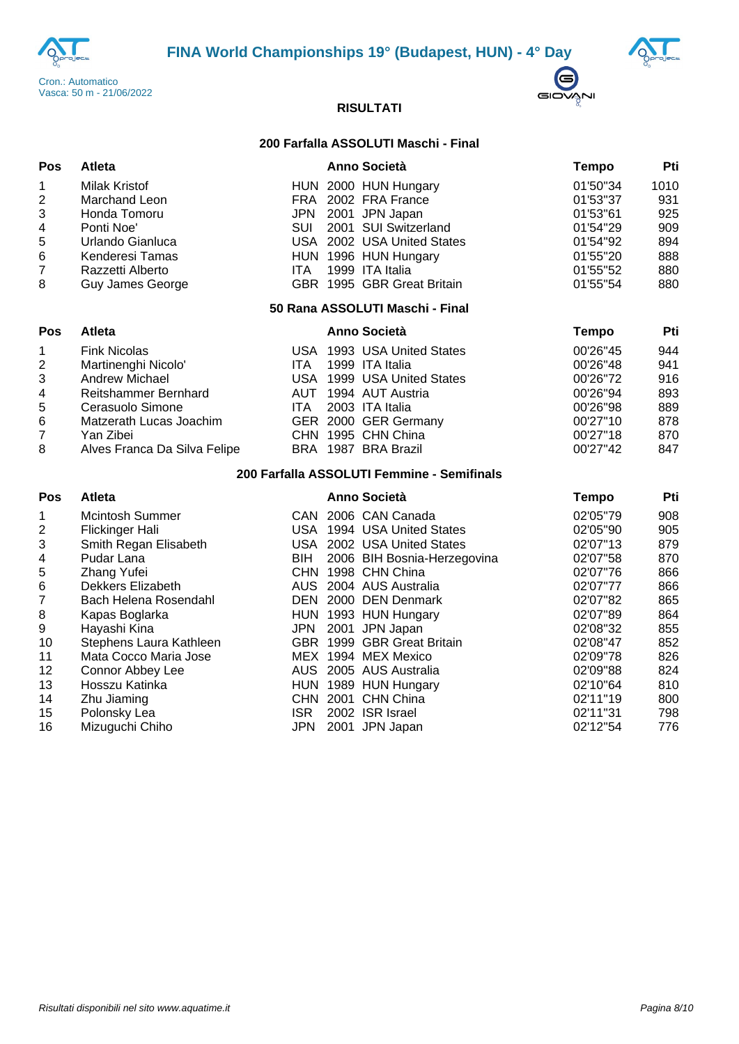# FINA World Championships 19° (Budapest, HUN) - 4° Day

Cron.: Automatico
Vasca: 50 m - 21/06/2022

**RISULTATI**

### 200 Farfalla ASSOLUTI Maschi - Final

| Pos | Atleta | | Anno | Società | Tempo | Pti |
|---|---|---|---|---|---|---|
| 1 | Milak Kristof | HUN | 2000 | HUN Hungary | 01'50"34 | 1010 |
| 2 | Marchand Leon | FRA | 2002 | FRA France | 01'53"37 | 931 |
| 3 | Honda Tomoru | JPN | 2001 | JPN Japan | 01'53"61 | 925 |
| 4 | Ponti Noe' | SUI | 2001 | SUI Switzerland | 01'54"29 | 909 |
| 5 | Urlando Gianluca | USA | 2002 | USA United States | 01'54"92 | 894 |
| 6 | Kenderesi Tamas | HUN | 1996 | HUN Hungary | 01'55"20 | 888 |
| 7 | Razzetti Alberto | ITA | 1999 | ITA Italia | 01'55"52 | 880 |
| 8 | Guy James George | GBR | 1995 | GBR Great Britain | 01'55"54 | 880 |

### 50 Rana ASSOLUTI Maschi - Final

| Pos | Atleta | | Anno | Società | Tempo | Pti |
|---|---|---|---|---|---|---|
| 1 | Fink Nicolas | USA | 1993 | USA United States | 00'26"45 | 944 |
| 2 | Martinenghi Nicolo' | ITA | 1999 | ITA Italia | 00'26"48 | 941 |
| 3 | Andrew Michael | USA | 1999 | USA United States | 00'26"72 | 916 |
| 4 | Reitshammer Bernhard | AUT | 1994 | AUT Austria | 00'26"94 | 893 |
| 5 | Cerasuolo Simone | ITA | 2003 | ITA Italia | 00'26"98 | 889 |
| 6 | Matzerath Lucas Joachim | GER | 2000 | GER Germany | 00'27"10 | 878 |
| 7 | Yan Zibei | CHN | 1995 | CHN China | 00'27"18 | 870 |
| 8 | Alves Franca Da Silva Felipe | BRA | 1987 | BRA Brazil | 00'27"42 | 847 |

### 200 Farfalla ASSOLUTI Femmine - Semifinals

| Pos | Atleta | | Anno | Società | Tempo | Pti |
|---|---|---|---|---|---|---|
| 1 | Mcintosh Summer | CAN | 2006 | CAN Canada | 02'05"79 | 908 |
| 2 | Flickinger Hali | USA | 1994 | USA United States | 02'05"90 | 905 |
| 3 | Smith Regan Elisabeth | USA | 2002 | USA United States | 02'07"13 | 879 |
| 4 | Pudar Lana | BIH | 2006 | BIH Bosnia-Herzegovina | 02'07"58 | 870 |
| 5 | Zhang Yufei | CHN | 1998 | CHN China | 02'07"76 | 866 |
| 6 | Dekkers Elizabeth | AUS | 2004 | AUS Australia | 02'07"77 | 866 |
| 7 | Bach Helena Rosendahl | DEN | 2000 | DEN Denmark | 02'07"82 | 865 |
| 8 | Kapas Boglarka | HUN | 1993 | HUN Hungary | 02'07"89 | 864 |
| 9 | Hayashi Kina | JPN | 2001 | JPN Japan | 02'08"32 | 855 |
| 10 | Stephens Laura Kathleen | GBR | 1999 | GBR Great Britain | 02'08"47 | 852 |
| 11 | Mata Cocco Maria Jose | MEX | 1994 | MEX Mexico | 02'09"78 | 826 |
| 12 | Connor Abbey Lee | AUS | 2005 | AUS Australia | 02'09"88 | 824 |
| 13 | Hosszu Katinka | HUN | 1989 | HUN Hungary | 02'10"64 | 810 |
| 14 | Zhu Jiaming | CHN | 2001 | CHN China | 02'11"19 | 800 |
| 15 | Polonsky Lea | ISR | 2002 | ISR Israel | 02'11"31 | 798 |
| 16 | Mizuguchi Chiho | JPN | 2001 | JPN Japan | 02'12"54 | 776 |

*Risultati disponibili nel sito www.aquatime.it*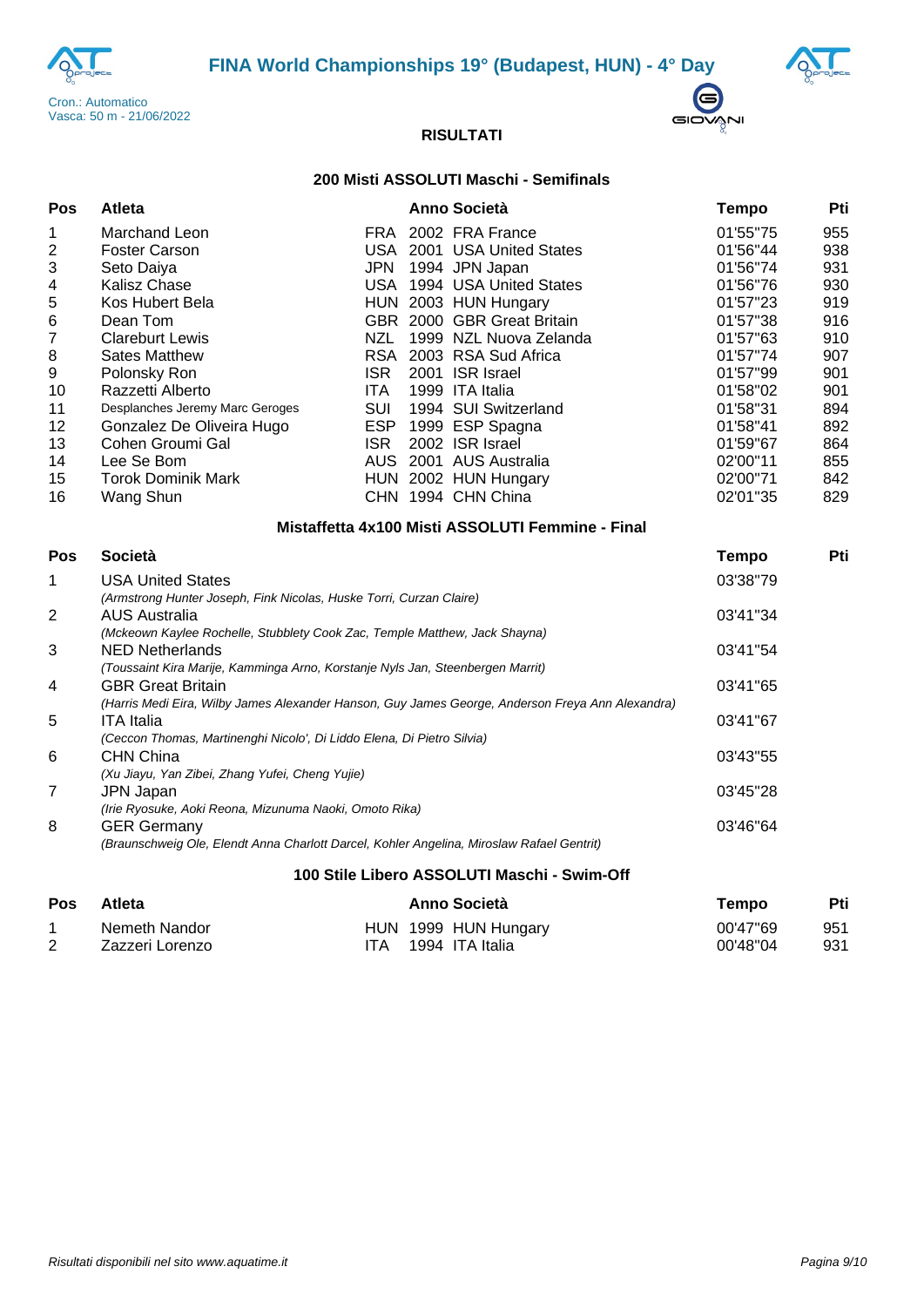# FINA World Championships 19° (Budapest, HUN) - 4° Day

Cron.: Automatico
Vasca: 50 m - 21/06/2022

## RISULTATI

### 200 Misti ASSOLUTI Maschi - Semifinals

| Pos | Atleta | | Anno | Società | Tempo | Pti |
|---|---|---|---|---|---|---|
| 1 | Marchand Leon | FRA | 2002 | FRA France | 01'55"75 | 955 |
| 2 | Foster Carson | USA | 2001 | USA United States | 01'56"44 | 938 |
| 3 | Seto Daiya | JPN | 1994 | JPN Japan | 01'56"74 | 931 |
| 4 | Kalisz Chase | USA | 1994 | USA United States | 01'56"76 | 930 |
| 5 | Kos Hubert Bela | HUN | 2003 | HUN Hungary | 01'57"23 | 919 |
| 6 | Dean Tom | GBR | 2000 | GBR Great Britain | 01'57"38 | 916 |
| 7 | Clareburt Lewis | NZL | 1999 | NZL Nuova Zelanda | 01'57"63 | 910 |
| 8 | Sates Matthew | RSA | 2003 | RSA Sud Africa | 01'57"74 | 907 |
| 9 | Polonsky Ron | ISR | 2001 | ISR Israel | 01'57"99 | 901 |
| 10 | Razzetti Alberto | ITA | 1999 | ITA Italia | 01'58"02 | 901 |
| 11 | Desplanches Jeremy Marc Geroges | SUI | 1994 | SUI Switzerland | 01'58"31 | 894 |
| 12 | Gonzalez De Oliveira Hugo | ESP | 1999 | ESP Spagna | 01'58"41 | 892 |
| 13 | Cohen Groumi Gal | ISR | 2002 | ISR Israel | 01'59"67 | 864 |
| 14 | Lee Se Bom | AUS | 2001 | AUS Australia | 02'00"11 | 855 |
| 15 | Torok Dominik Mark | HUN | 2002 | HUN Hungary | 02'00"71 | 842 |
| 16 | Wang Shun | CHN | 1994 | CHN China | 02'01"35 | 829 |

### Mistaffetta 4x100 Misti ASSOLUTI Femmine - Final

| Pos | Società | Tempo | Pti |
|---|---|---|---|
| 1 | USA United States<br>*(Armstrong Hunter Joseph, Fink Nicolas, Huske Torri, Curzan Claire)* | 03'38"79 | |
| 2 | AUS Australia<br>*(Mckeown Kaylee Rochelle, Stubblety Cook Zac, Temple Matthew, Jack Shayna)* | 03'41"34 | |
| 3 | NED Netherlands<br>*(Toussaint Kira Marije, Kamminga Arno, Korstanje Nyls Jan, Steenbergen Marrit)* | 03'41"54 | |
| 4 | GBR Great Britain<br>*(Harris Medi Eira, Wilby James Alexander Hanson, Guy James George, Anderson Freya Ann Alexandra)* | 03'41"65 | |
| 5 | ITA Italia<br>*(Ceccon Thomas, Martinenghi Nicolo', Di Liddo Elena, Di Pietro Silvia)* | 03'41"67 | |
| 6 | CHN China<br>*(Xu Jiayu, Yan Zibei, Zhang Yufei, Cheng Yujie)* | 03'43"55 | |
| 7 | JPN Japan<br>*(Irie Ryosuke, Aoki Reona, Mizunuma Naoki, Omoto Rika)* | 03'45"28 | |
| 8 | GER Germany<br>*(Braunschweig Ole, Elendt Anna Charlott Darcel, Kohler Angelina, Miroslaw Rafael Gentrit)* | 03'46"64 | |

### 100 Stile Libero ASSOLUTI Maschi - Swim-Off

| Pos | Atleta | | Anno | Società | Tempo | Pti |
|---|---|---|---|---|---|---|
| 1 | Nemeth Nandor | HUN | 1999 | HUN Hungary | 00'47"69 | 951 |
| 2 | Zazzeri Lorenzo | ITA | 1994 | ITA Italia | 00'48"04 | 931 |

*Risultati disponibili nel sito www.aquatime.it*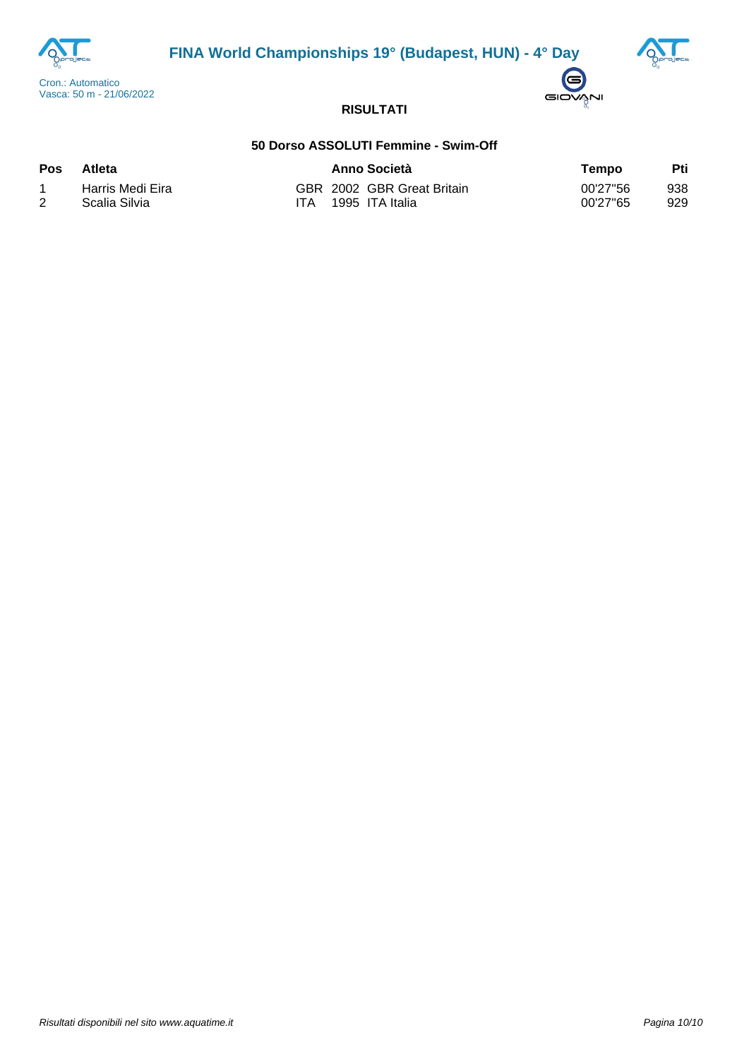# FINA World Championships 19° (Budapest, HUN) - 4° Day

Cron.: Automatico
Vasca: 50 m - 21/06/2022

**RISULTATI**

### 50 Dorso ASSOLUTI Femmine - Swim-Off

| Pos | Atleta | | Anno | Società | Tempo | Pti |
|---|---|---|---|---|---|---|
| 1 | Harris Medi Eira | GBR | 2002 | GBR Great Britain | 00'27"56 | 938 |
| 2 | Scalia Silvia | ITA | 1995 | ITA Italia | 00'27"65 | 929 |

*Risultati disponibili nel sito www.aquatime.it*